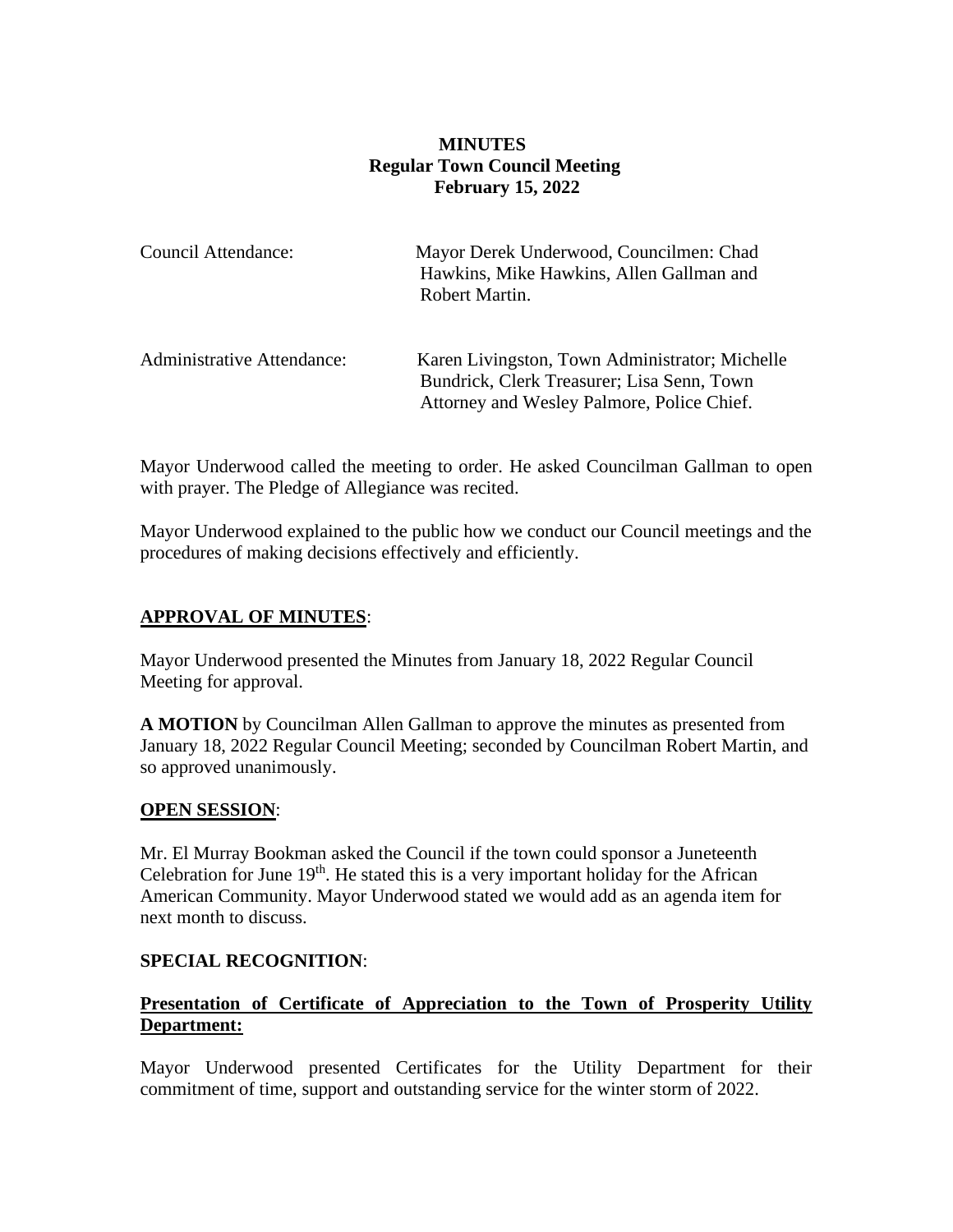**MINUTES**
**Regular Town Council Meeting**
**February 15, 2022**

| | |
|---|---|
| Council Attendance: | Mayor Derek Underwood, Councilmen: Chad Hawkins, Mike Hawkins, Allen Gallman and Robert Martin. |
| Administrative Attendance: | Karen Livingston, Town Administrator; Michelle Bundrick, Clerk Treasurer; Lisa Senn, Town Attorney and Wesley Palmore, Police Chief. |

Mayor Underwood called the meeting to order. He asked Councilman Gallman to open with prayer. The Pledge of Allegiance was recited.

Mayor Underwood explained to the public how we conduct our Council meetings and the procedures of making decisions effectively and efficiently.

## APPROVAL OF MINUTES:

Mayor Underwood presented the Minutes from January 18, 2022 Regular Council Meeting for approval.

**A MOTION** by Councilman Allen Gallman to approve the minutes as presented from January 18, 2022 Regular Council Meeting; seconded by Councilman Robert Martin, and so approved unanimously.

## OPEN SESSION:

Mr. El Murray Bookman asked the Council if the town could sponsor a Juneteenth Celebration for June 19th. He stated this is a very important holiday for the African American Community. Mayor Underwood stated we would add as an agenda item for next month to discuss.

## SPECIAL RECOGNITION:

### Presentation of Certificate of Appreciation to the Town of Prosperity Utility Department:

Mayor Underwood presented Certificates for the Utility Department for their commitment of time, support and outstanding service for the winter storm of 2022.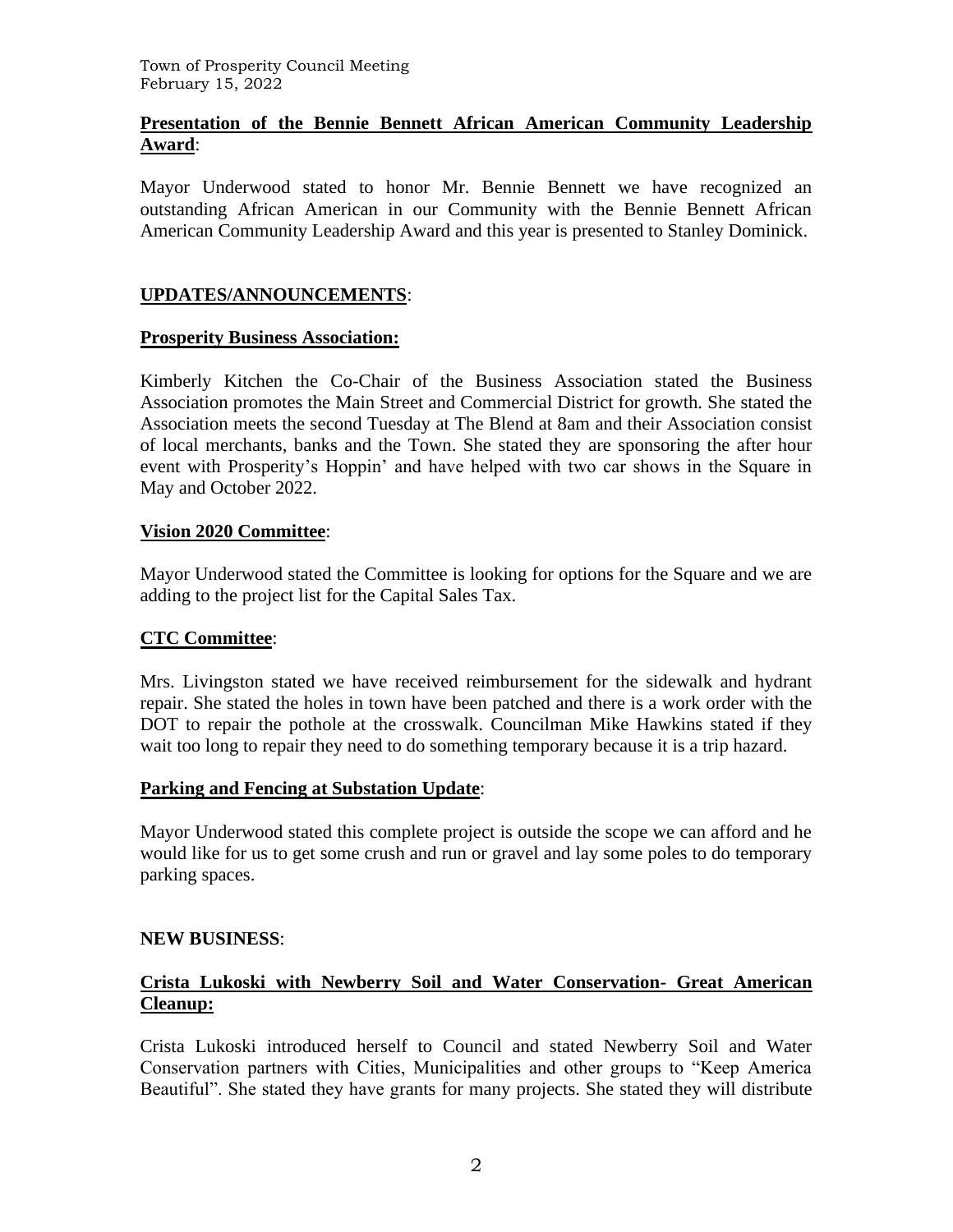**Presentation of the Bennie Bennett African American Community Leadership Award**:

Mayor Underwood stated to honor Mr. Bennie Bennett we have recognized an outstanding African American in our Community with the Bennie Bennett African American Community Leadership Award and this year is presented to Stanley Dominick.

## UPDATES/ANNOUNCEMENTS:

### Prosperity Business Association:

Kimberly Kitchen the Co-Chair of the Business Association stated the Business Association promotes the Main Street and Commercial District for growth. She stated the Association meets the second Tuesday at The Blend at 8am and their Association consist of local merchants, banks and the Town. She stated they are sponsoring the after hour event with Prosperity's Hoppin' and have helped with two car shows in the Square in May and October 2022.

### Vision 2020 Committee:

Mayor Underwood stated the Committee is looking for options for the Square and we are adding to the project list for the Capital Sales Tax.

### CTC Committee:

Mrs. Livingston stated we have received reimbursement for the sidewalk and hydrant repair. She stated the holes in town have been patched and there is a work order with the DOT to repair the pothole at the crosswalk. Councilman Mike Hawkins stated if they wait too long to repair they need to do something temporary because it is a trip hazard.

### Parking and Fencing at Substation Update:

Mayor Underwood stated this complete project is outside the scope we can afford and he would like for us to get some crush and run or gravel and lay some poles to do temporary parking spaces.

## NEW BUSINESS:

### Crista Lukoski with Newberry Soil and Water Conservation- Great American Cleanup:

Crista Lukoski introduced herself to Council and stated Newberry Soil and Water Conservation partners with Cities, Municipalities and other groups to "Keep America Beautiful". She stated they have grants for many projects. She stated they will distribute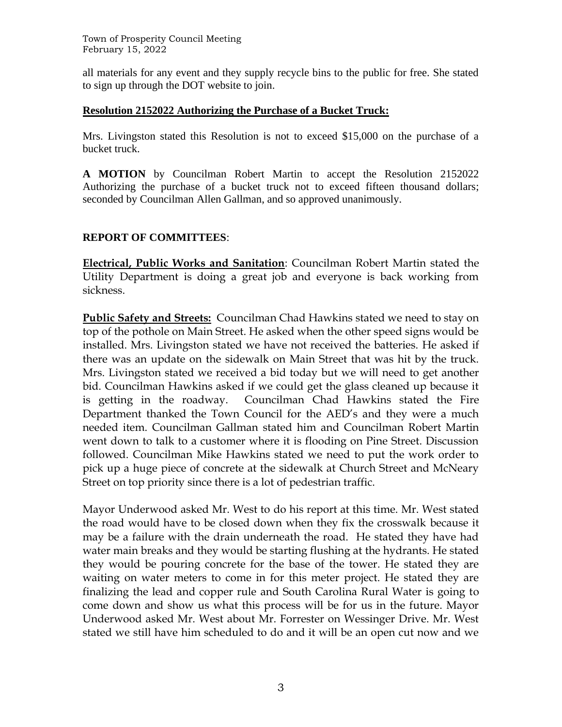all materials for any event and they supply recycle bins to the public for free. She stated to sign up through the DOT website to join.

**Resolution 2152022 Authorizing the Purchase of a Bucket Truck:**

Mrs. Livingston stated this Resolution is not to exceed $15,000 on the purchase of a bucket truck.

**A MOTION** by Councilman Robert Martin to accept the Resolution 2152022 Authorizing the purchase of a bucket truck not to exceed fifteen thousand dollars; seconded by Councilman Allen Gallman, and so approved unanimously.

**REPORT OF COMMITTEES**:

**Electrical, Public Works and Sanitation**: Councilman Robert Martin stated the Utility Department is doing a great job and everyone is back working from sickness.

**Public Safety and Streets:** Councilman Chad Hawkins stated we need to stay on top of the pothole on Main Street. He asked when the other speed signs would be installed. Mrs. Livingston stated we have not received the batteries. He asked if there was an update on the sidewalk on Main Street that was hit by the truck. Mrs. Livingston stated we received a bid today but we will need to get another bid. Councilman Hawkins asked if we could get the glass cleaned up because it is getting in the roadway. Councilman Chad Hawkins stated the Fire Department thanked the Town Council for the AED's and they were a much needed item. Councilman Gallman stated him and Councilman Robert Martin went down to talk to a customer where it is flooding on Pine Street. Discussion followed. Councilman Mike Hawkins stated we need to put the work order to pick up a huge piece of concrete at the sidewalk at Church Street and McNeary Street on top priority since there is a lot of pedestrian traffic.

Mayor Underwood asked Mr. West to do his report at this time. Mr. West stated the road would have to be closed down when they fix the crosswalk because it may be a failure with the drain underneath the road. He stated they have had water main breaks and they would be starting flushing at the hydrants. He stated they would be pouring concrete for the base of the tower. He stated they are waiting on water meters to come in for this meter project. He stated they are finalizing the lead and copper rule and South Carolina Rural Water is going to come down and show us what this process will be for us in the future. Mayor Underwood asked Mr. West about Mr. Forrester on Wessinger Drive. Mr. West stated we still have him scheduled to do and it will be an open cut now and we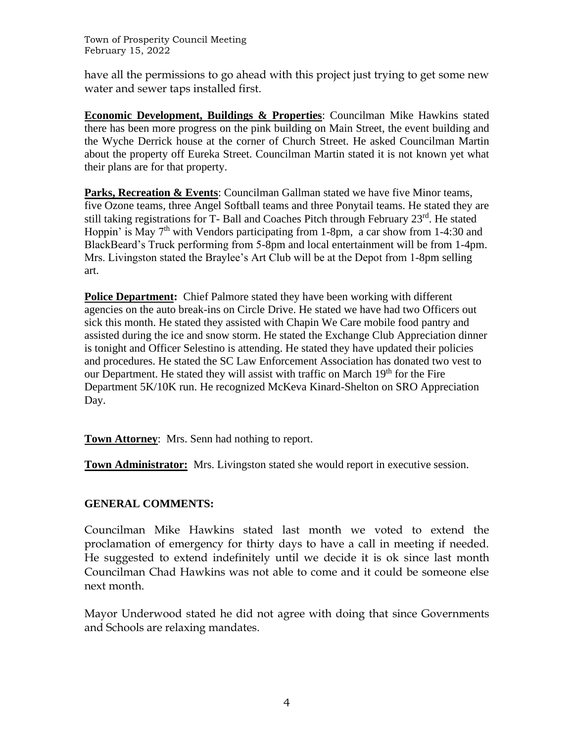have all the permissions to go ahead with this project just trying to get some new water and sewer taps installed first.

**Economic Development, Buildings & Properties**: Councilman Mike Hawkins stated there has been more progress on the pink building on Main Street, the event building and the Wyche Derrick house at the corner of Church Street. He asked Councilman Martin about the property off Eureka Street. Councilman Martin stated it is not known yet what their plans are for that property.

**Parks, Recreation & Events**: Councilman Gallman stated we have five Minor teams, five Ozone teams, three Angel Softball teams and three Ponytail teams. He stated they are still taking registrations for T- Ball and Coaches Pitch through February 23rd. He stated Hoppin' is May 7th with Vendors participating from 1-8pm, a car show from 1-4:30 and BlackBeard's Truck performing from 5-8pm and local entertainment will be from 1-4pm. Mrs. Livingston stated the Braylee's Art Club will be at the Depot from 1-8pm selling art.

**Police Department:** Chief Palmore stated they have been working with different agencies on the auto break-ins on Circle Drive. He stated we have had two Officers out sick this month. He stated they assisted with Chapin We Care mobile food pantry and assisted during the ice and snow storm. He stated the Exchange Club Appreciation dinner is tonight and Officer Selestino is attending. He stated they have updated their policies and procedures. He stated the SC Law Enforcement Association has donated two vest to our Department. He stated they will assist with traffic on March 19th for the Fire Department 5K/10K run. He recognized McKeva Kinard-Shelton on SRO Appreciation Day.

**Town Attorney**: Mrs. Senn had nothing to report.

**Town Administrator:** Mrs. Livingston stated she would report in executive session.

**GENERAL COMMENTS:**

Councilman Mike Hawkins stated last month we voted to extend the proclamation of emergency for thirty days to have a call in meeting if needed. He suggested to extend indefinitely until we decide it is ok since last month Councilman Chad Hawkins was not able to come and it could be someone else next month.

Mayor Underwood stated he did not agree with doing that since Governments and Schools are relaxing mandates.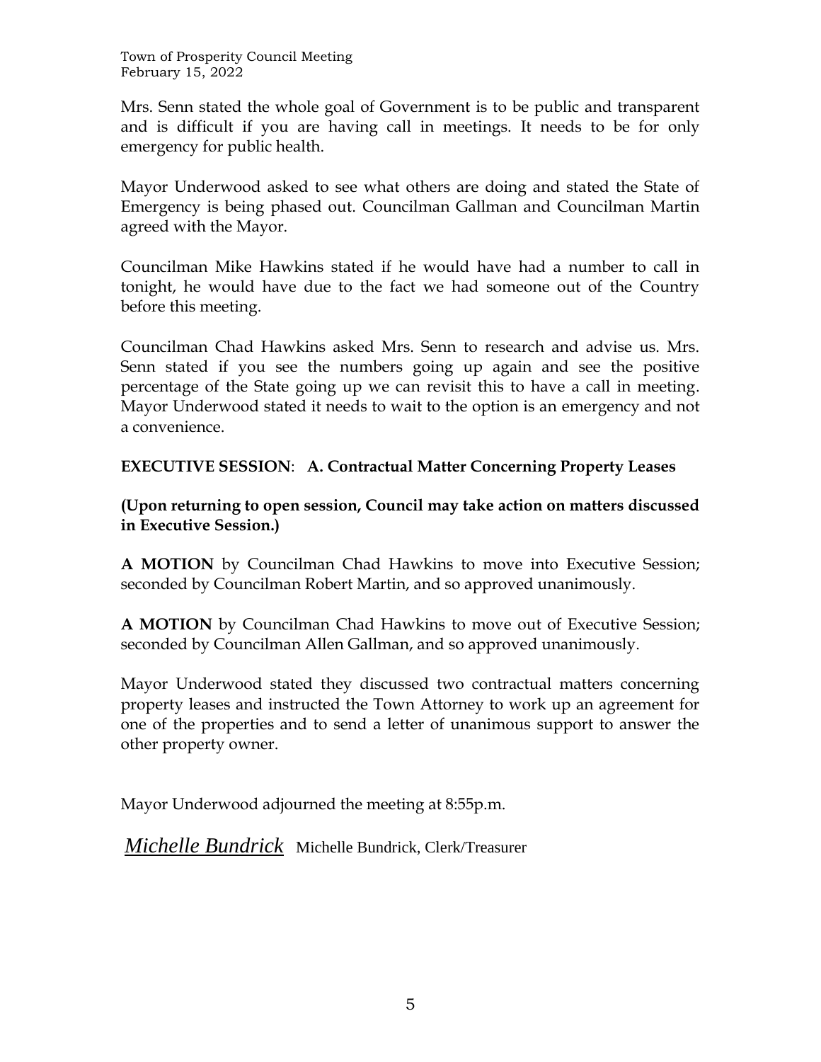Mrs. Senn stated the whole goal of Government is to be public and transparent and is difficult if you are having call in meetings. It needs to be for only emergency for public health.

Mayor Underwood asked to see what others are doing and stated the State of Emergency is being phased out. Councilman Gallman and Councilman Martin agreed with the Mayor.

Councilman Mike Hawkins stated if he would have had a number to call in tonight, he would have due to the fact we had someone out of the Country before this meeting.

Councilman Chad Hawkins asked Mrs. Senn to research and advise us. Mrs. Senn stated if you see the numbers going up again and see the positive percentage of the State going up we can revisit this to have a call in meeting. Mayor Underwood stated it needs to wait to the option is an emergency and not a convenience.

**EXECUTIVE SESSION**: **A. Contractual Matter Concerning Property Leases**

**(Upon returning to open session, Council may take action on matters discussed in Executive Session.)**

**A MOTION** by Councilman Chad Hawkins to move into Executive Session; seconded by Councilman Robert Martin, and so approved unanimously.

**A MOTION** by Councilman Chad Hawkins to move out of Executive Session; seconded by Councilman Allen Gallman, and so approved unanimously.

Mayor Underwood stated they discussed two contractual matters concerning property leases and instructed the Town Attorney to work up an agreement for one of the properties and to send a letter of unanimous support to answer the other property owner.

Mayor Underwood adjourned the meeting at 8:55p.m.

*Michelle Bundrick* Michelle Bundrick, Clerk/Treasurer